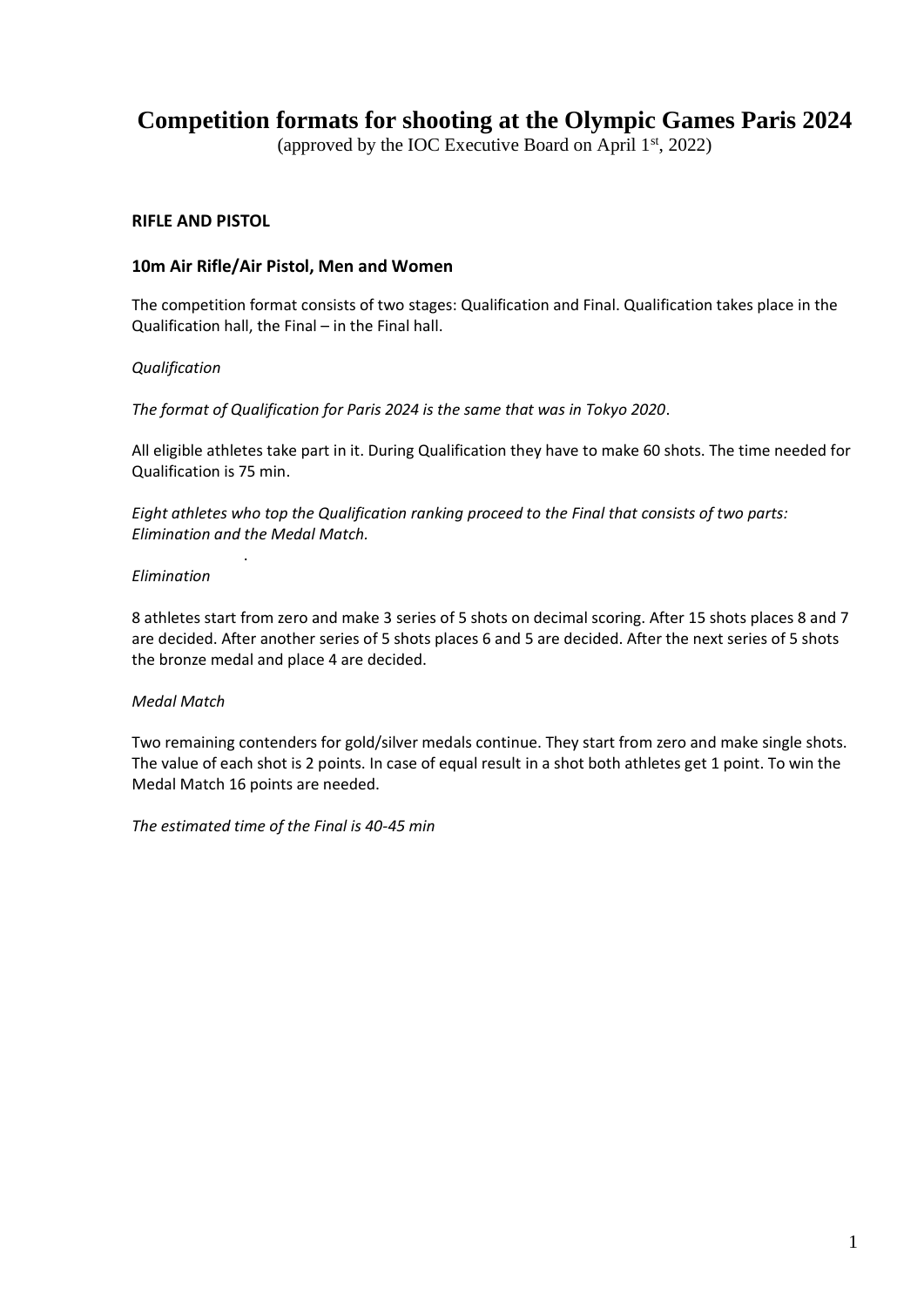# Competition formats for shooting at the Olympic Games Paris 2024

(approved by the IOC Executive Board on April 1st, 2022)

## RIFLE AND PISTOL

### 10m Air Rifle/Air Pistol, Men and Women

The competition format consists of two stages: Qualification and Final. Qualification takes place in the Qualification hall, the Final – in the Final hall.

*Qualification*

*The format of Qualification for Paris 2024 is the same that was in Tokyo 2020*.

All eligible athletes take part in it. During Qualification they have to make 60 shots. The time needed for Qualification is 75 min.

*Eight athletes who top the Qualification ranking proceed to the Final that consists of two parts: Elimination and the Medal Match.*

*Elimination*

8 athletes start from zero and make 3 series of 5 shots on decimal scoring. After 15 shots places 8 and 7 are decided. After another series of 5 shots places 6 and 5 are decided. After the next series of 5 shots the bronze medal and place 4 are decided.

*Medal Match*

Two remaining contenders for gold/silver medals continue. They start from zero and make single shots. The value of each shot is 2 points. In case of equal result in a shot both athletes get 1 point. To win the Medal Match 16 points are needed.

*The estimated time of the Final is 40-45 min*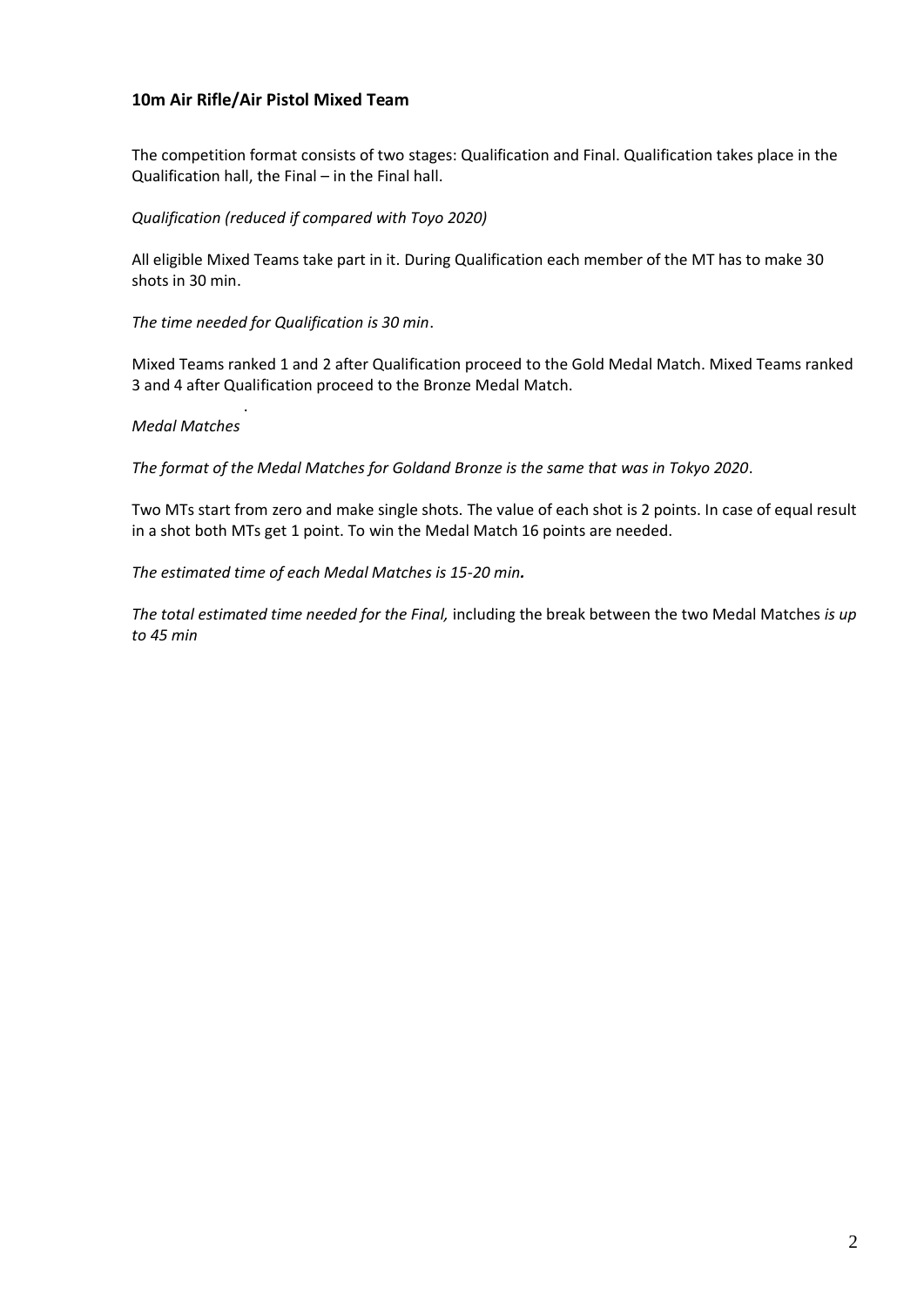**10m Air Rifle/Air Pistol Mixed Team**

The competition format consists of two stages: Qualification and Final. Qualification takes place in the Qualification hall, the Final – in the Final hall.

*Qualification (reduced if compared with Toyo 2020)*

All eligible Mixed Teams take part in it. During Qualification each member of the MT has to make 30 shots in 30 min.

*The time needed for Qualification is 30 min*.

Mixed Teams ranked 1 and 2 after Qualification proceed to the Gold Medal Match. Mixed Teams ranked 3 and 4 after Qualification proceed to the Bronze Medal Match.

*Medal Matches*

*The format of the Medal Matches for Goldand Bronze is the same that was in Tokyo 2020*.

Two MTs start from zero and make single shots. The value of each shot is 2 points. In case of equal result in a shot both MTs get 1 point. To win the Medal Match 16 points are needed.

*The estimated time of each Medal Matches is 15-20 min.*

*The total estimated time needed for the Final,* including the break between the two Medal Matches *is up to 45 min*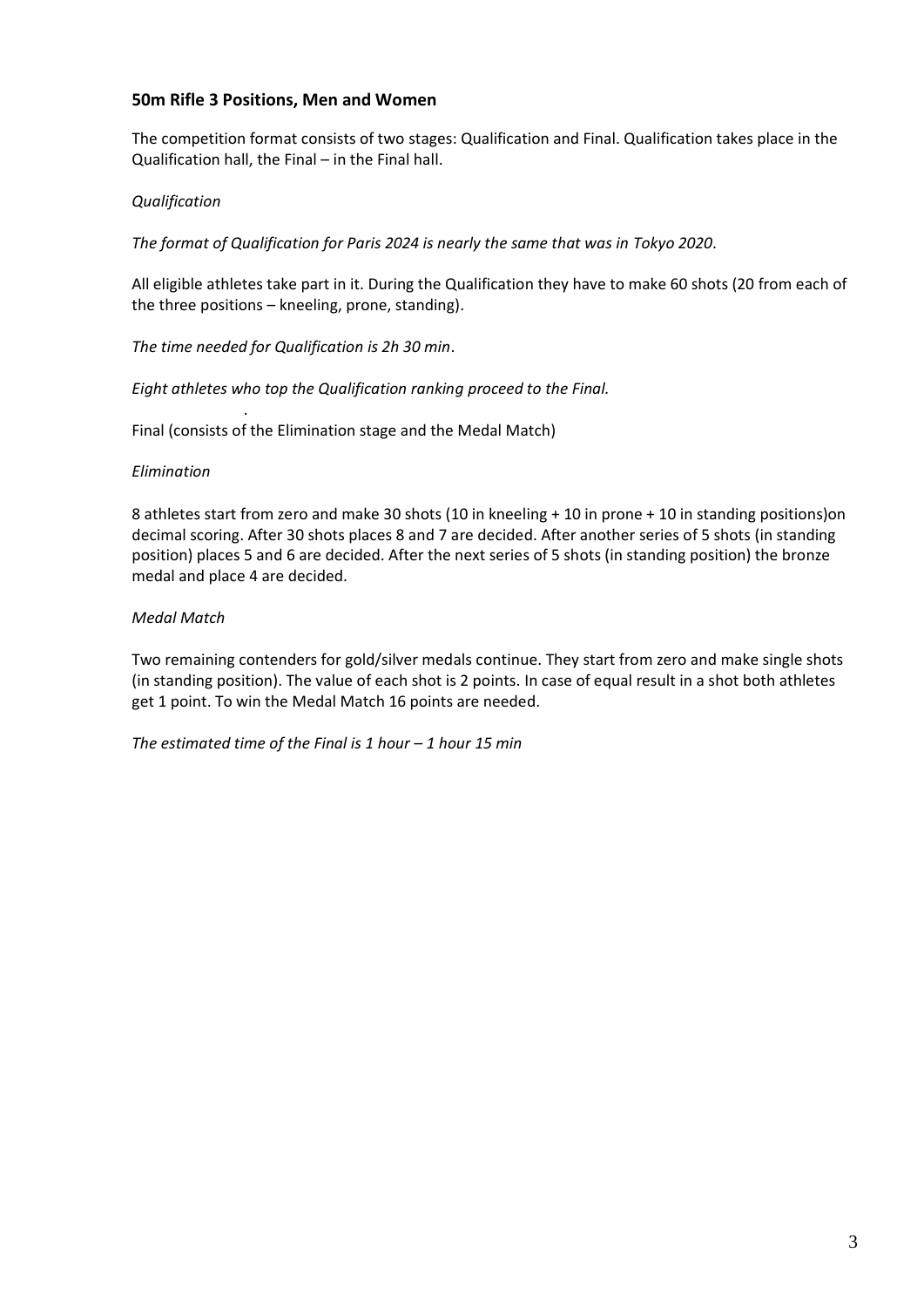**50m Rifle 3 Positions, Men and Women**

The competition format consists of two stages: Qualification and Final. Qualification takes place in the Qualification hall, the Final – in the Final hall.

*Qualification*

*The format of Qualification for Paris 2024 is nearly the same that was in Tokyo 2020*.

All eligible athletes take part in it. During the Qualification they have to make 60 shots (20 from each of the three positions – kneeling, prone, standing).

*The time needed for Qualification is 2h 30 min*.

*Eight athletes who top the Qualification ranking proceed to the Final.*

Final (consists of the Elimination stage and the Medal Match)

*Elimination*

8 athletes start from zero and make 30 shots (10 in kneeling + 10 in prone + 10 in standing positions)on decimal scoring. After 30 shots places 8 and 7 are decided. After another series of 5 shots (in standing position) places 5 and 6 are decided. After the next series of 5 shots (in standing position) the bronze medal and place 4 are decided.

*Medal Match*

Two remaining contenders for gold/silver medals continue. They start from zero and make single shots (in standing position). The value of each shot is 2 points. In case of equal result in a shot both athletes get 1 point. To win the Medal Match 16 points are needed.

*The estimated time of the Final is 1 hour – 1 hour 15 min*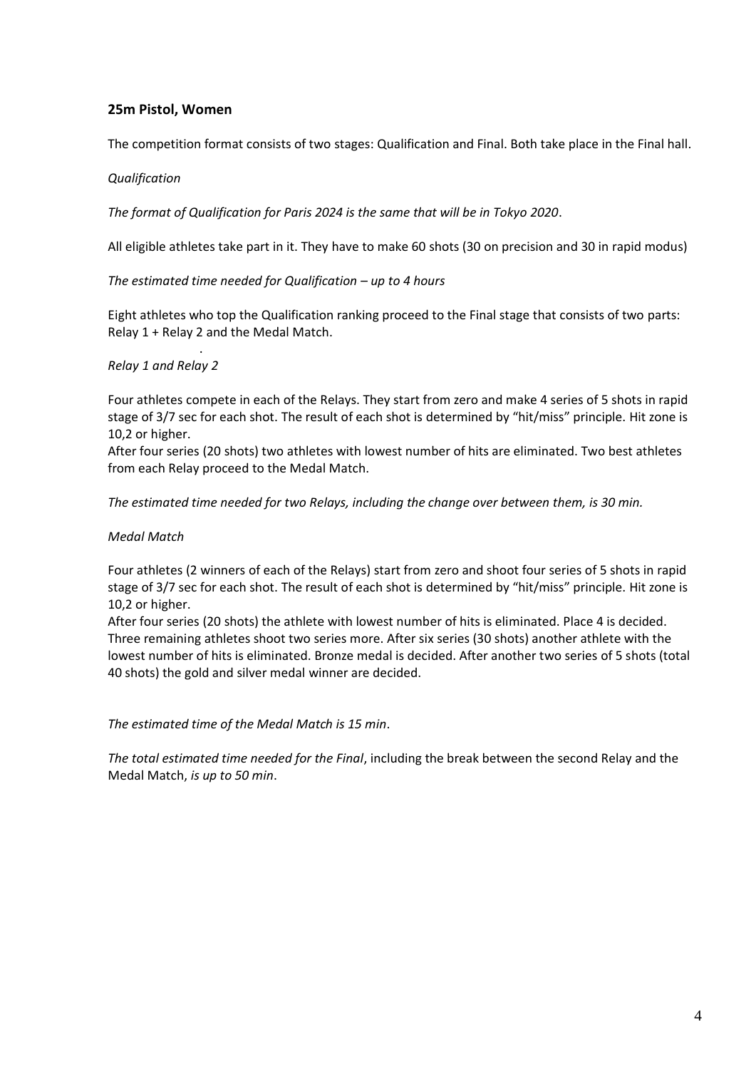## 25m Pistol, Women

The competition format consists of two stages: Qualification and Final. Both take place in the Final hall.

*Qualification*

*The format of Qualification for Paris 2024 is the same that will be in Tokyo 2020*.

All eligible athletes take part in it. They have to make 60 shots (30 on precision and 30 in rapid modus)

*The estimated time needed for Qualification – up to 4 hours*

Eight athletes who top the Qualification ranking proceed to the Final stage that consists of two parts: Relay 1 + Relay 2 and the Medal Match.

*Relay 1 and Relay 2*

Four athletes compete in each of the Relays. They start from zero and make 4 series of 5 shots in rapid stage of 3/7 sec for each shot. The result of each shot is determined by "hit/miss" principle. Hit zone is 10,2 or higher.

After four series (20 shots) two athletes with lowest number of hits are eliminated. Two best athletes from each Relay proceed to the Medal Match.

*The estimated time needed for two Relays, including the change over between them, is 30 min.*

*Medal Match*

Four athletes (2 winners of each of the Relays) start from zero and shoot four series of 5 shots in rapid stage of 3/7 sec for each shot. The result of each shot is determined by "hit/miss" principle. Hit zone is 10,2 or higher.

After four series (20 shots) the athlete with lowest number of hits is eliminated. Place 4 is decided. Three remaining athletes shoot two series more. After six series (30 shots) another athlete with the lowest number of hits is eliminated. Bronze medal is decided. After another two series of 5 shots (total 40 shots) the gold and silver medal winner are decided.

*The estimated time of the Medal Match is 15 min*.

*The total estimated time needed for the Final*, including the break between the second Relay and the Medal Match, *is up to 50 min*.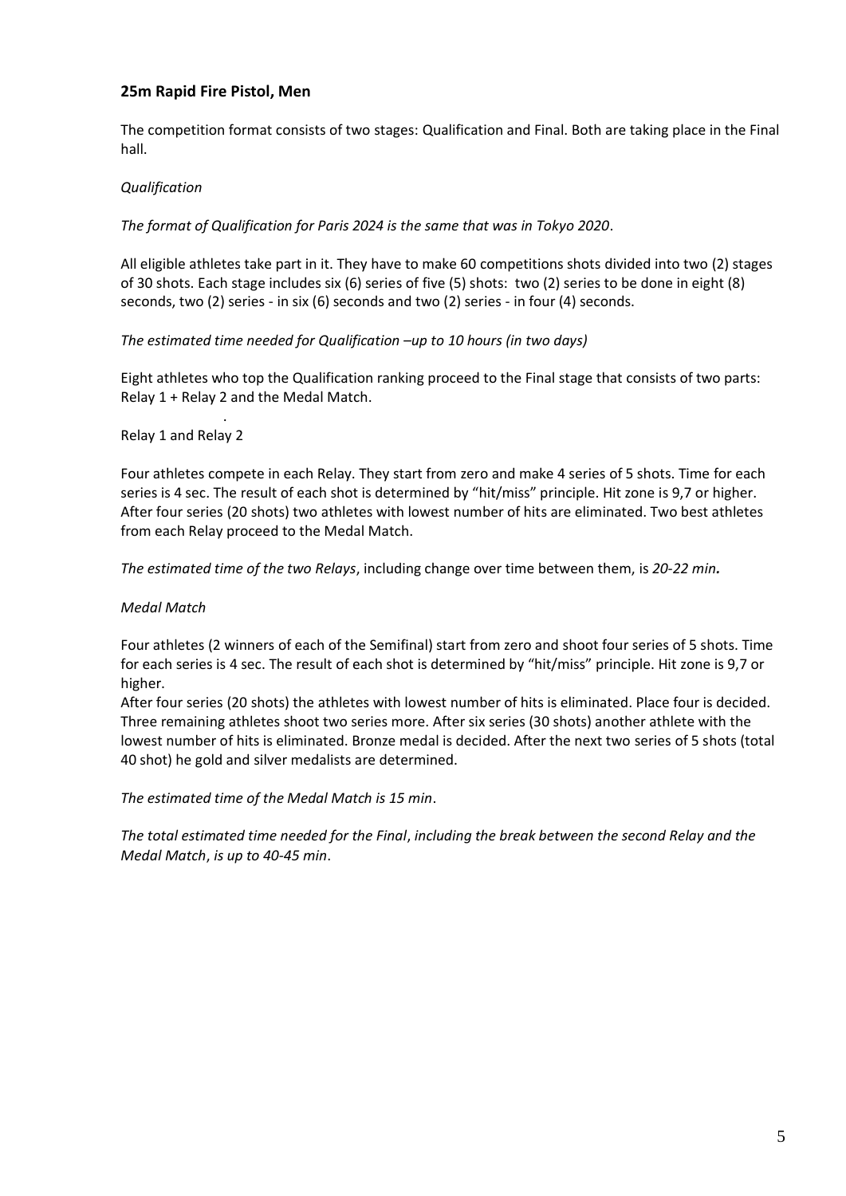**25m Rapid Fire Pistol, Men**

The competition format consists of two stages: Qualification and Final. Both are taking place in the Final hall.

*Qualification*

*The format of Qualification for Paris 2024 is the same that was in Tokyo 2020*.

All eligible athletes take part in it. They have to make 60 competitions shots divided into two (2) stages of 30 shots. Each stage includes six (6) series of five (5) shots: two (2) series to be done in eight (8) seconds, two (2) series - in six (6) seconds and two (2) series - in four (4) seconds.

*The estimated time needed for Qualification –up to 10 hours (in two days)*

Eight athletes who top the Qualification ranking proceed to the Final stage that consists of two parts: Relay 1 + Relay 2 and the Medal Match.

Relay 1 and Relay 2

Four athletes compete in each Relay. They start from zero and make 4 series of 5 shots. Time for each series is 4 sec. The result of each shot is determined by "hit/miss" principle. Hit zone is 9,7 or higher. After four series (20 shots) two athletes with lowest number of hits are eliminated. Two best athletes from each Relay proceed to the Medal Match.

*The estimated time of the two Relays*, including change over time between them, is *20-22 min**.***

*Medal Match*

Four athletes (2 winners of each of the Semifinal) start from zero and shoot four series of 5 shots. Time for each series is 4 sec. The result of each shot is determined by "hit/miss" principle. Hit zone is 9,7 or higher.
After four series (20 shots) the athletes with lowest number of hits is eliminated. Place four is decided. Three remaining athletes shoot two series more. After six series (30 shots) another athlete with the lowest number of hits is eliminated. Bronze medal is decided. After the next two series of 5 shots (total 40 shot) he gold and silver medalists are determined.

*The estimated time of the Medal Match is 15 min*.

*The total estimated time needed for the Final*, *including the break between the second Relay and the Medal Match*, *is up to 40-45 min*.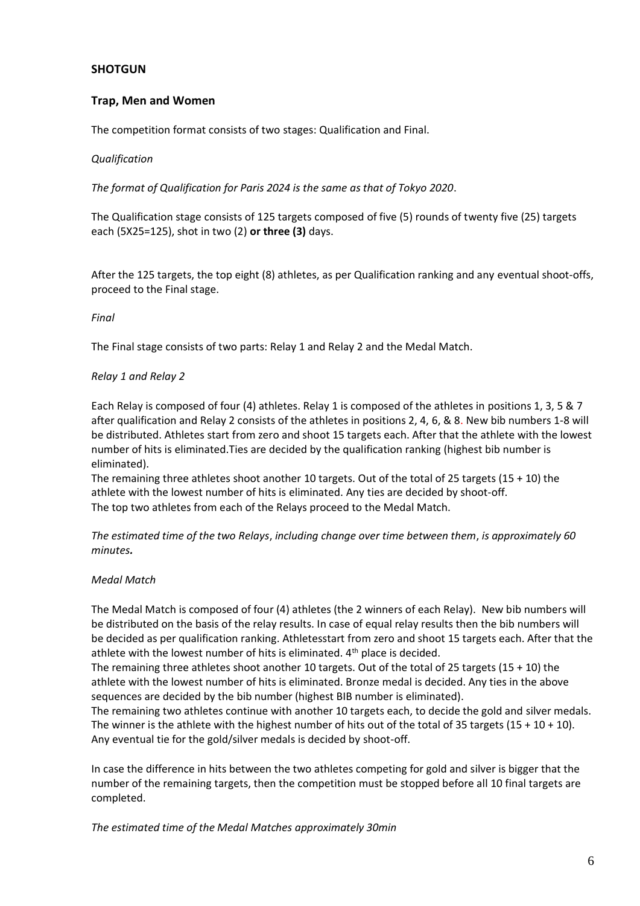**SHOTGUN**

**Trap, Men and Women**

The competition format consists of two stages: Qualification and Final.

*Qualification*

*The format of Qualification for Paris 2024 is the same as that of Tokyo 2020*.

The Qualification stage consists of 125 targets composed of five (5) rounds of twenty five (25) targets each (5X25=125), shot in two (2) **or three (3)** days.

After the 125 targets, the top eight (8) athletes, as per Qualification ranking and any eventual shoot-offs, proceed to the Final stage.

*Final*

The Final stage consists of two parts: Relay 1 and Relay 2 and the Medal Match.

*Relay 1 and Relay 2*

Each Relay is composed of four (4) athletes. Relay 1 is composed of the athletes in positions 1, 3, 5 & 7 after qualification and Relay 2 consists of the athletes in positions 2, 4, 6, & 8. New bib numbers 1-8 will be distributed. Athletes start from zero and shoot 15 targets each. After that the athlete with the lowest number of hits is eliminated.Ties are decided by the qualification ranking (highest bib number is eliminated).
The remaining three athletes shoot another 10 targets. Out of the total of 25 targets (15 + 10) the athlete with the lowest number of hits is eliminated. Any ties are decided by shoot-off.
The top two athletes from each of the Relays proceed to the Medal Match.

*The estimated time of the two Relays*, *including change over time between them*, *is approximately 60 minutes.*

*Medal Match*

The Medal Match is composed of four (4) athletes (the 2 winners of each Relay). New bib numbers will be distributed on the basis of the relay results. In case of equal relay results then the bib numbers will be decided as per qualification ranking. Athletesstart from zero and shoot 15 targets each. After that the athlete with the lowest number of hits is eliminated. 4th place is decided.
The remaining three athletes shoot another 10 targets. Out of the total of 25 targets (15 + 10) the athlete with the lowest number of hits is eliminated. Bronze medal is decided. Any ties in the above sequences are decided by the bib number (highest BIB number is eliminated).
The remaining two athletes continue with another 10 targets each, to decide the gold and silver medals. The winner is the athlete with the highest number of hits out of the total of 35 targets (15 + 10 + 10). Any eventual tie for the gold/silver medals is decided by shoot-off.

In case the difference in hits between the two athletes competing for gold and silver is bigger that the number of the remaining targets, then the competition must be stopped before all 10 final targets are completed.

*The estimated time of the Medal Matches approximately 30min*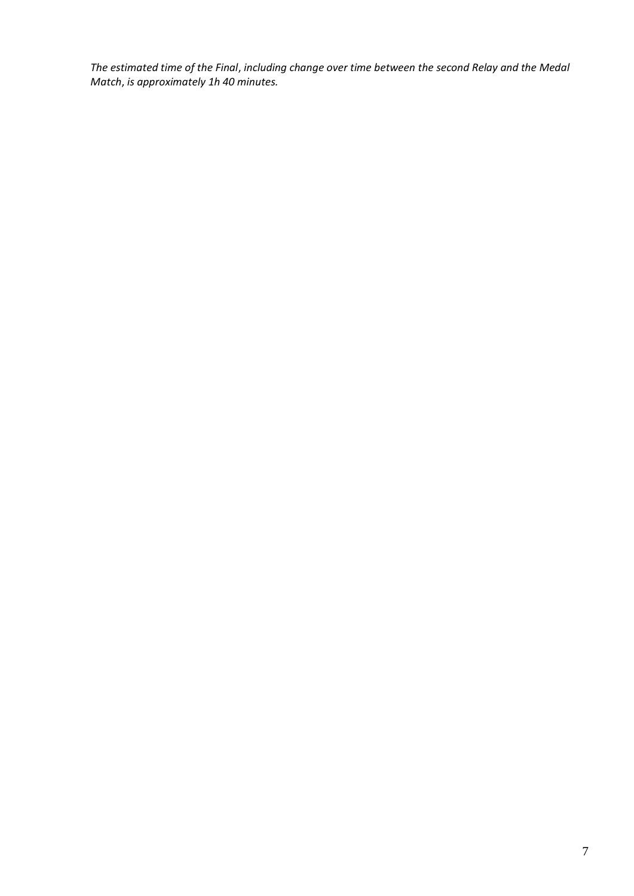*The estimated time of the Final, including change over time between the second Relay and the Medal Match, is approximately 1h 40 minutes.*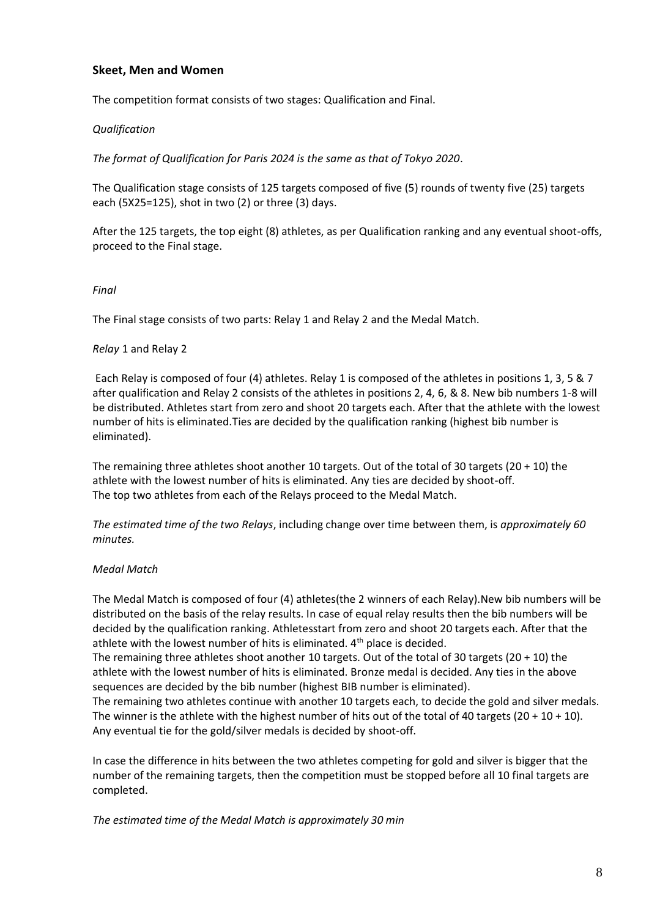## Skeet, Men and Women

The competition format consists of two stages: Qualification and Final.

*Qualification*

*The format of Qualification for Paris 2024 is the same as that of Tokyo 2020*.

The Qualification stage consists of 125 targets composed of five (5) rounds of twenty five (25) targets each (5X25=125), shot in two (2) or three (3) days.

After the 125 targets, the top eight (8) athletes, as per Qualification ranking and any eventual shoot-offs, proceed to the Final stage.

*Final*

The Final stage consists of two parts: Relay 1 and Relay 2 and the Medal Match.

*Relay* 1 and Relay 2

Each Relay is composed of four (4) athletes. Relay 1 is composed of the athletes in positions 1, 3, 5 & 7 after qualification and Relay 2 consists of the athletes in positions 2, 4, 6, & 8. New bib numbers 1-8 will be distributed. Athletes start from zero and shoot 20 targets each. After that the athlete with the lowest number of hits is eliminated.Ties are decided by the qualification ranking (highest bib number is eliminated).

The remaining three athletes shoot another 10 targets. Out of the total of 30 targets (20 + 10) the athlete with the lowest number of hits is eliminated. Any ties are decided by shoot-off.
The top two athletes from each of the Relays proceed to the Medal Match.

*The estimated time of the two Relays*, including change over time between them, is *approximately 60 minutes.*

*Medal Match*

The Medal Match is composed of four (4) athletes(the 2 winners of each Relay).New bib numbers will be distributed on the basis of the relay results. In case of equal relay results then the bib numbers will be decided by the qualification ranking. Athletesstart from zero and shoot 20 targets each. After that the athlete with the lowest number of hits is eliminated. 4th place is decided.
The remaining three athletes shoot another 10 targets. Out of the total of 30 targets (20 + 10) the athlete with the lowest number of hits is eliminated. Bronze medal is decided. Any ties in the above sequences are decided by the bib number (highest BIB number is eliminated).
The remaining two athletes continue with another 10 targets each, to decide the gold and silver medals. The winner is the athlete with the highest number of hits out of the total of 40 targets (20 + 10 + 10). Any eventual tie for the gold/silver medals is decided by shoot-off.

In case the difference in hits between the two athletes competing for gold and silver is bigger that the number of the remaining targets, then the competition must be stopped before all 10 final targets are completed.

*The estimated time of the Medal Match is approximately 30 min*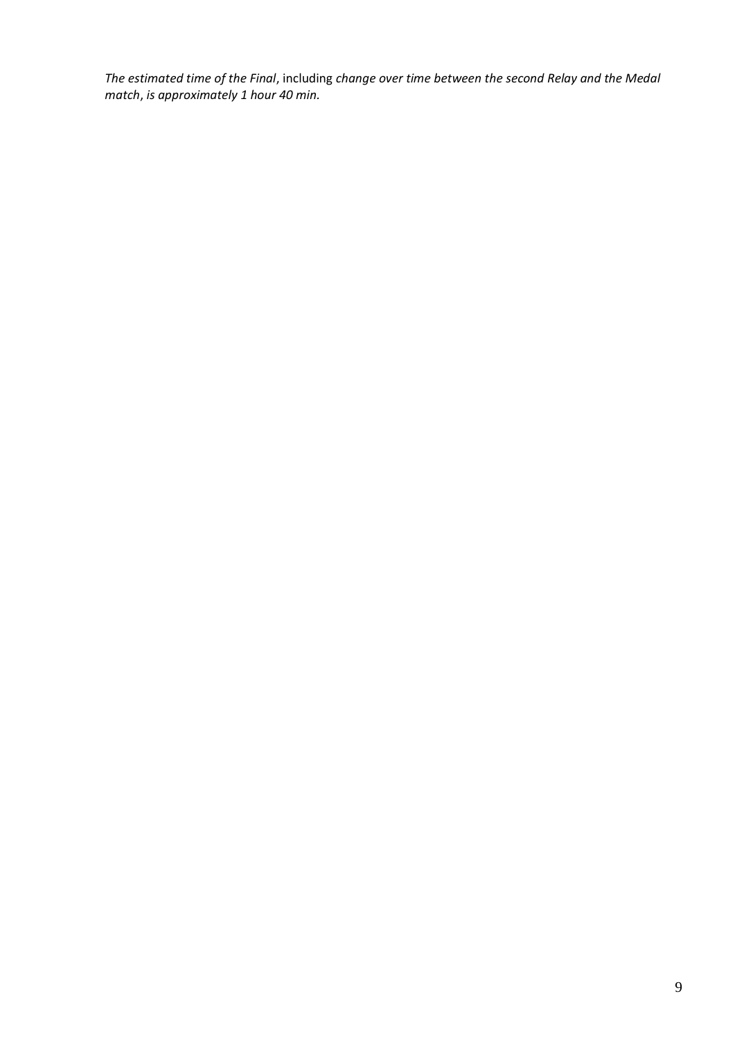*The estimated time of the Final*, including *change over time between the second Relay and the Medal match*, *is approximately 1 hour 40 min.*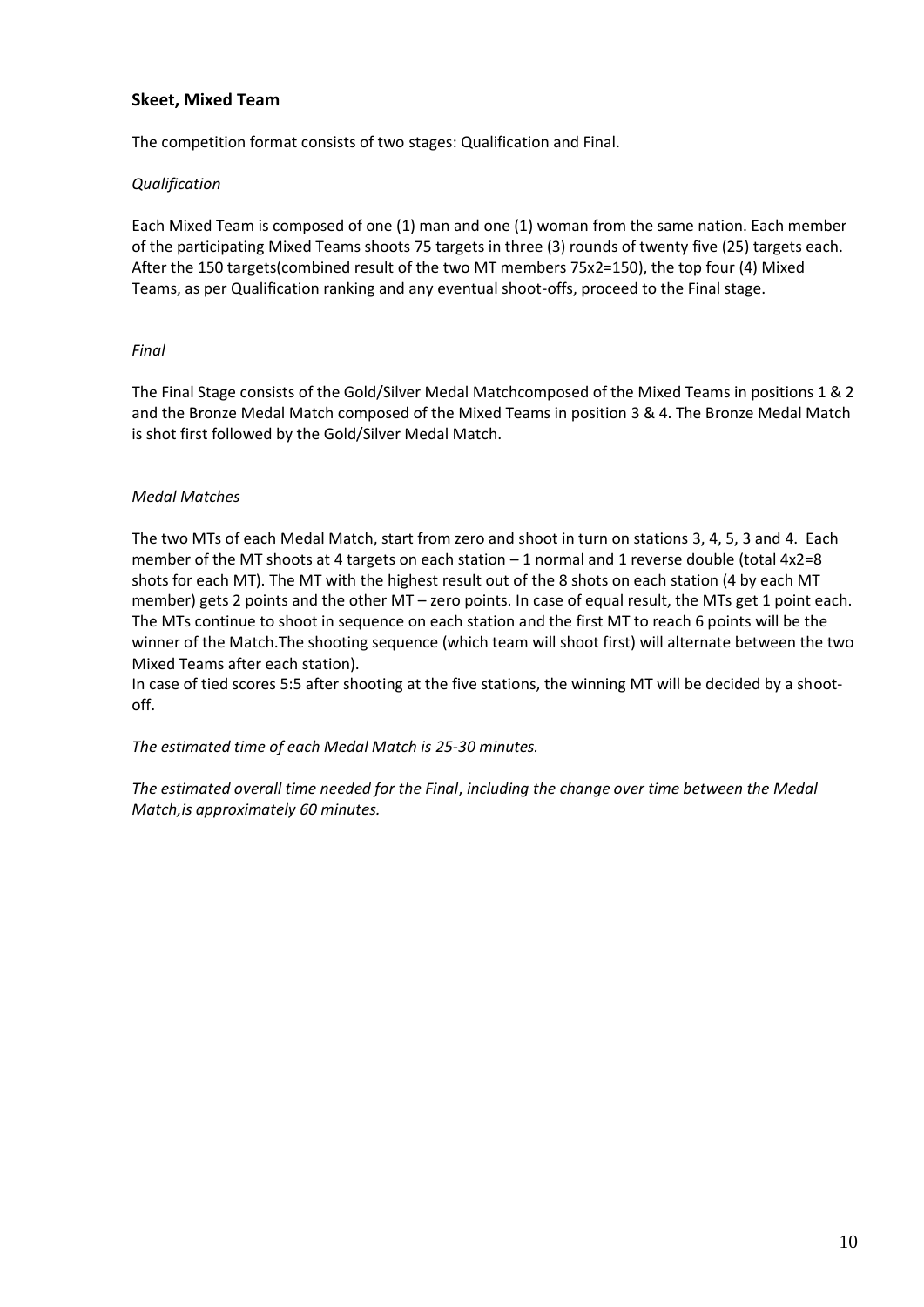## Skeet, Mixed Team

The competition format consists of two stages: Qualification and Final.

*Qualification*

Each Mixed Team is composed of one (1) man and one (1) woman from the same nation. Each member of the participating Mixed Teams shoots 75 targets in three (3) rounds of twenty five (25) targets each. After the 150 targets(combined result of the two MT members 75x2=150), the top four (4) Mixed Teams, as per Qualification ranking and any eventual shoot-offs, proceed to the Final stage.

*Final*

The Final Stage consists of the Gold/Silver Medal Matchcomposed of the Mixed Teams in positions 1 & 2 and the Bronze Medal Match composed of the Mixed Teams in position 3 & 4. The Bronze Medal Match is shot first followed by the Gold/Silver Medal Match.

*Medal Matches*

The two MTs of each Medal Match, start from zero and shoot in turn on stations 3, 4, 5, 3 and 4. Each member of the MT shoots at 4 targets on each station – 1 normal and 1 reverse double (total 4x2=8 shots for each MT). The MT with the highest result out of the 8 shots on each station (4 by each MT member) gets 2 points and the other MT – zero points. In case of equal result, the MTs get 1 point each. The MTs continue to shoot in sequence on each station and the first MT to reach 6 points will be the winner of the Match.The shooting sequence (which team will shoot first) will alternate between the two Mixed Teams after each station).
In case of tied scores 5:5 after shooting at the five stations, the winning MT will be decided by a shoot-off.

*The estimated time of each Medal Match is 25-30 minutes.*

*The estimated overall time needed for the Final, including the change over time between the Medal Match,is approximately 60 minutes.*